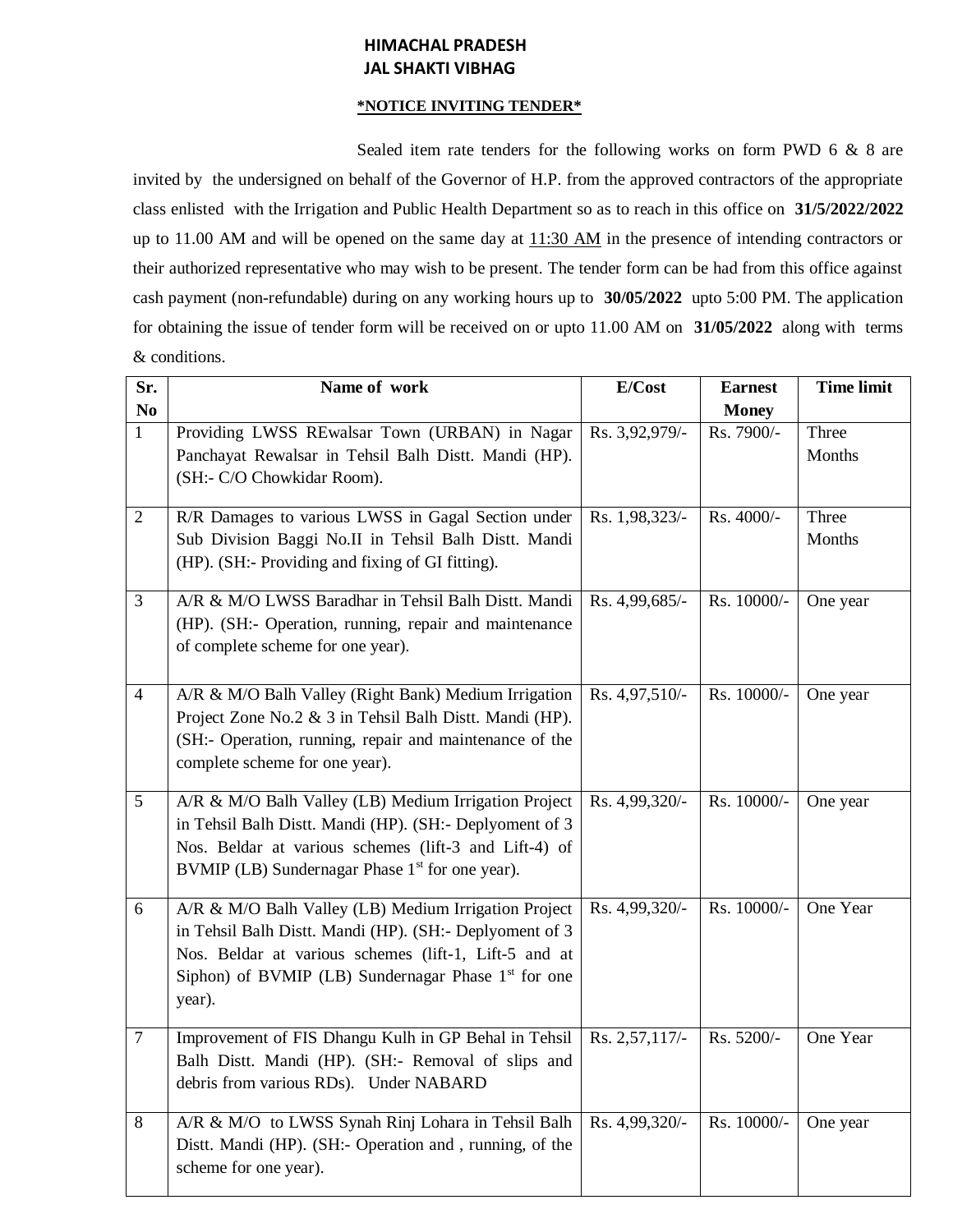**HIMACHAL PRADESH**
**JAL SHAKTI VIBHAG**

**<u>*NOTICE INVITING TENDER*</u>**

Sealed item rate tenders for the following works on form PWD 6 & 8 are invited by the undersigned on behalf of the Governor of H.P. from the approved contractors of the appropriate class enlisted with the Irrigation and Public Health Department so as to reach in this office on **31/5/2022/2022** up to 11.00 AM and will be opened on the same day at 11:30 AM in the presence of intending contractors or their authorized representative who may wish to be present. The tender form can be had from this office against cash payment (non-refundable) during on any working hours up to **30/05/2022** upto 5:00 PM. The application for obtaining the issue of tender form will be received on or upto 11.00 AM on **31/05/2022** along with terms & conditions.

| Sr. No | Name of work | E/Cost | Earnest Money | Time limit |
|---|---|---|---|---|
| 1 | Providing LWSS REwalsar Town (URBAN) in Nagar Panchayat Rewalsar in Tehsil Balh Distt. Mandi (HP). (SH:- C/O Chowkidar Room). | Rs. 3,92,979/- | Rs. 7900/- | Three Months |
| 2 | R/R Damages to various LWSS in Gagal Section under Sub Division Baggi No.II in Tehsil Balh Distt. Mandi (HP). (SH:- Providing and fixing of GI fitting). | Rs. 1,98,323/- | Rs. 4000/- | Three Months |
| 3 | A/R & M/O LWSS Baradhar in Tehsil Balh Distt. Mandi (HP). (SH:- Operation, running, repair and maintenance of complete scheme for one year). | Rs. 4,99,685/- | Rs. 10000/- | One year |
| 4 | A/R & M/O Balh Valley (Right Bank) Medium Irrigation Project Zone No.2 & 3 in Tehsil Balh Distt. Mandi (HP). (SH:- Operation, running, repair and maintenance of the complete scheme for one year). | Rs. 4,97,510/- | Rs. 10000/- | One year |
| 5 | A/R & M/O Balh Valley (LB) Medium Irrigation Project in Tehsil Balh Distt. Mandi (HP). (SH:- Deplyoment of 3 Nos. Beldar at various schemes (lift-3 and Lift-4) of BVMIP (LB) Sundernagar Phase 1st for one year). | Rs. 4,99,320/- | Rs. 10000/- | One year |
| 6 | A/R & M/O Balh Valley (LB) Medium Irrigation Project in Tehsil Balh Distt. Mandi (HP). (SH:- Deplyoment of 3 Nos. Beldar at various schemes (lift-1, Lift-5 and at Siphon) of BVMIP (LB) Sundernagar Phase 1st for one year). | Rs. 4,99,320/- | Rs. 10000/- | One Year |
| 7 | Improvement of FIS Dhangu Kulh in GP Behal in Tehsil Balh Distt. Mandi (HP). (SH:- Removal of slips and debris from various RDs). Under NABARD | Rs. 2,57,117/- | Rs. 5200/- | One Year |
| 8 | A/R & M/O to LWSS Synah Rinj Lohara in Tehsil Balh Distt. Mandi (HP). (SH:- Operation and , running, of the scheme for one year). | Rs. 4,99,320/- | Rs. 10000/- | One year |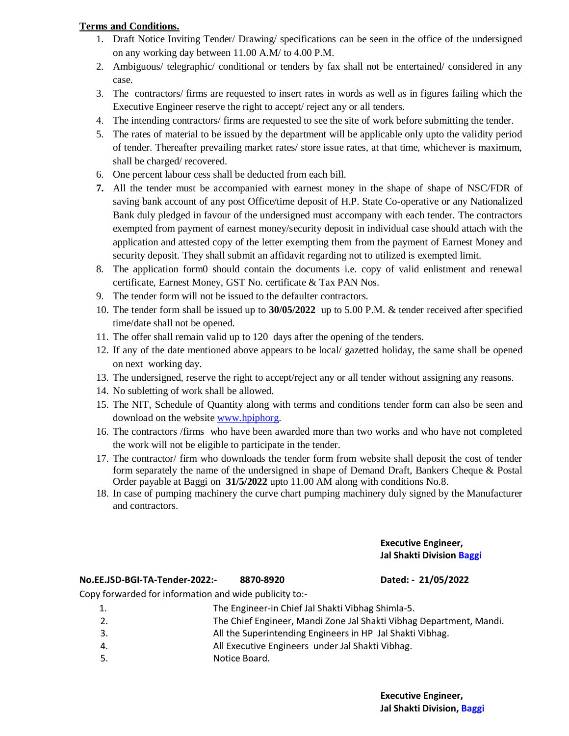**Terms and Conditions.**

1. Draft Notice Inviting Tender/ Drawing/ specifications can be seen in the office of the undersigned on any working day between 11.00 A.M/ to 4.00 P.M.
2. Ambiguous/ telegraphic/ conditional or tenders by fax shall not be entertained/ considered in any case.
3. The contractors/ firms are requested to insert rates in words as well as in figures failing which the Executive Engineer reserve the right to accept/ reject any or all tenders.
4. The intending contractors/ firms are requested to see the site of work before submitting the tender.
5. The rates of material to be issued by the department will be applicable only upto the validity period of tender. Thereafter prevailing market rates/ store issue rates, at that time, whichever is maximum, shall be charged/ recovered.
6. One percent labour cess shall be deducted from each bill.
7. All the tender must be accompanied with earnest money in the shape of shape of NSC/FDR of saving bank account of any post Office/time deposit of H.P. State Co-operative or any Nationalized Bank duly pledged in favour of the undersigned must accompany with each tender. The contractors exempted from payment of earnest money/security deposit in individual case should attach with the application and attested copy of the letter exempting them from the payment of Earnest Money and security deposit. They shall submit an affidavit regarding not to utilized is exempted limit.
8. The application form0 should contain the documents i.e. copy of valid enlistment and renewal certificate, Earnest Money, GST No. certificate & Tax PAN Nos.
9. The tender form will not be issued to the defaulter contractors.
10. The tender form shall be issued up to **30/05/2022** up to 5.00 P.M. & tender received after specified time/date shall not be opened.
11. The offer shall remain valid up to 120 days after the opening of the tenders.
12. If any of the date mentioned above appears to be local/ gazetted holiday, the same shall be opened on next working day.
13. The undersigned, reserve the right to accept/reject any or all tender without assigning any reasons.
14. No subletting of work shall be allowed.
15. The NIT, Schedule of Quantity along with terms and conditions tender form can also be seen and download on the website www.hpiphorg.
16. The contractors /firms who have been awarded more than two works and who have not completed the work will not be eligible to participate in the tender.
17. The contractor/ firm who downloads the tender form from website shall deposit the cost of tender form separately the name of the undersigned in shape of Demand Draft, Bankers Cheque & Postal Order payable at Baggi on **31/5/2022** upto 11.00 AM along with conditions No.8.
18. In case of pumping machinery the curve chart pumping machinery duly signed by the Manufacturer and contractors.

**Executive Engineer,**
**Jal Shakti Division Baggi**

**No.EE.JSD-BGI-TA-Tender-2022:- 8870-8920** **Dated: - 21/05/2022**

Copy forwarded for information and wide publicity to:-

1. The Engineer-in Chief Jal Shakti Vibhag Shimla-5.
2. The Chief Engineer, Mandi Zone Jal Shakti Vibhag Department, Mandi.
3. All the Superintending Engineers in HP Jal Shakti Vibhag.
4. All Executive Engineers under Jal Shakti Vibhag.
5. Notice Board.

**Executive Engineer,**
**Jal Shakti Division, Baggi**